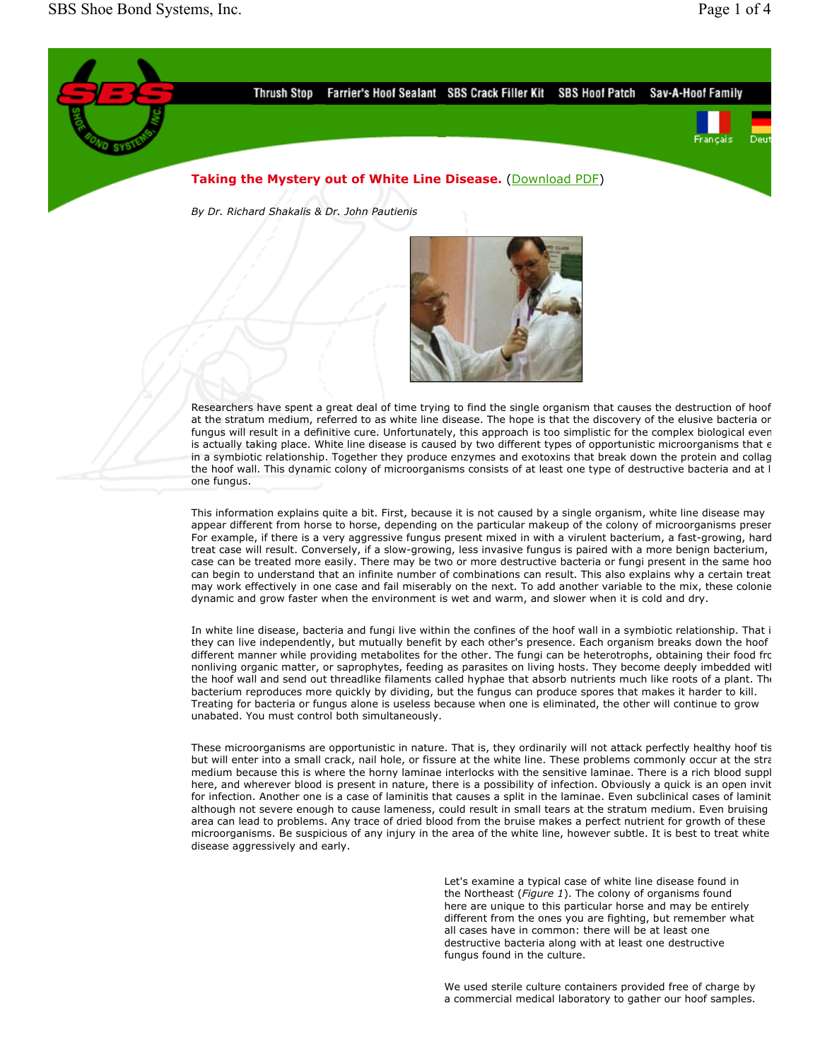Thrush Stop Farrier's Hoof Sealant SBS Crack Filler Kit SBS Hoof Patch Sav-A-Hoof Family

Français Deut

## Taking the Mystery out of White Line Disease. (Download PDF)

*By Dr. Richard Shakalis & Dr. John Pautienis*

Researchers have spent a great deal of time trying to find the single organism that causes the destruction of hoof at the stratum medium, referred to as white line disease. The hope is that the discovery of the elusive bacteria or fungus will result in a definitive cure. Unfortunately, this approach is too simplistic for the complex biological even is actually taking place. White line disease is caused by two different types of opportunistic microorganisms that e in a symbiotic relationship. Together they produce enzymes and exotoxins that break down the protein and collag the hoof wall. This dynamic colony of microorganisms consists of at least one type of destructive bacteria and at l one fungus.

This information explains quite a bit. First, because it is not caused by a single organism, white line disease may appear different from horse to horse, depending on the particular makeup of the colony of microorganisms preser For example, if there is a very aggressive fungus present mixed in with a virulent bacterium, a fast-growing, hard treat case will result. Conversely, if a slow-growing, less invasive fungus is paired with a more benign bacterium, case can be treated more easily. There may be two or more destructive bacteria or fungi present in the same hoo can begin to understand that an infinite number of combinations can result. This also explains why a certain treat may work effectively in one case and fail miserably on the next. To add another variable to the mix, these colonie dynamic and grow faster when the environment is wet and warm, and slower when it is cold and dry.

In white line disease, bacteria and fungi live within the confines of the hoof wall in a symbiotic relationship. That i they can live independently, but mutually benefit by each other's presence. Each organism breaks down the hoof different manner while providing metabolites for the other. The fungi can be heterotrophs, obtaining their food fro nonliving organic matter, or saprophytes, feeding as parasites on living hosts. They become deeply imbedded witl the hoof wall and send out threadlike filaments called hyphae that absorb nutrients much like roots of a plant. The bacterium reproduces more quickly by dividing, but the fungus can produce spores that makes it harder to kill. Treating for bacteria or fungus alone is useless because when one is eliminated, the other will continue to grow unabated. You must control both simultaneously.

These microorganisms are opportunistic in nature. That is, they ordinarily will not attack perfectly healthy hoof tis but will enter into a small crack, nail hole, or fissure at the white line. These problems commonly occur at the stra medium because this is where the horny laminae interlocks with the sensitive laminae. There is a rich blood suppl here, and wherever blood is present in nature, there is a possibility of infection. Obviously a quick is an open invit for infection. Another one is a case of laminitis that causes a split in the laminae. Even subclinical cases of laminit although not severe enough to cause lameness, could result in small tears at the stratum medium. Even bruising area can lead to problems. Any trace of dried blood from the bruise makes a perfect nutrient for growth of these microorganisms. Be suspicious of any injury in the area of the white line, however subtle. It is best to treat white disease aggressively and early.

Let's examine a typical case of white line disease found in the Northeast (*Figure 1*). The colony of organisms found here are unique to this particular horse and may be entirely different from the ones you are fighting, but remember what all cases have in common: there will be at least one destructive bacteria along with at least one destructive fungus found in the culture.

We used sterile culture containers provided free of charge by a commercial medical laboratory to gather our hoof samples.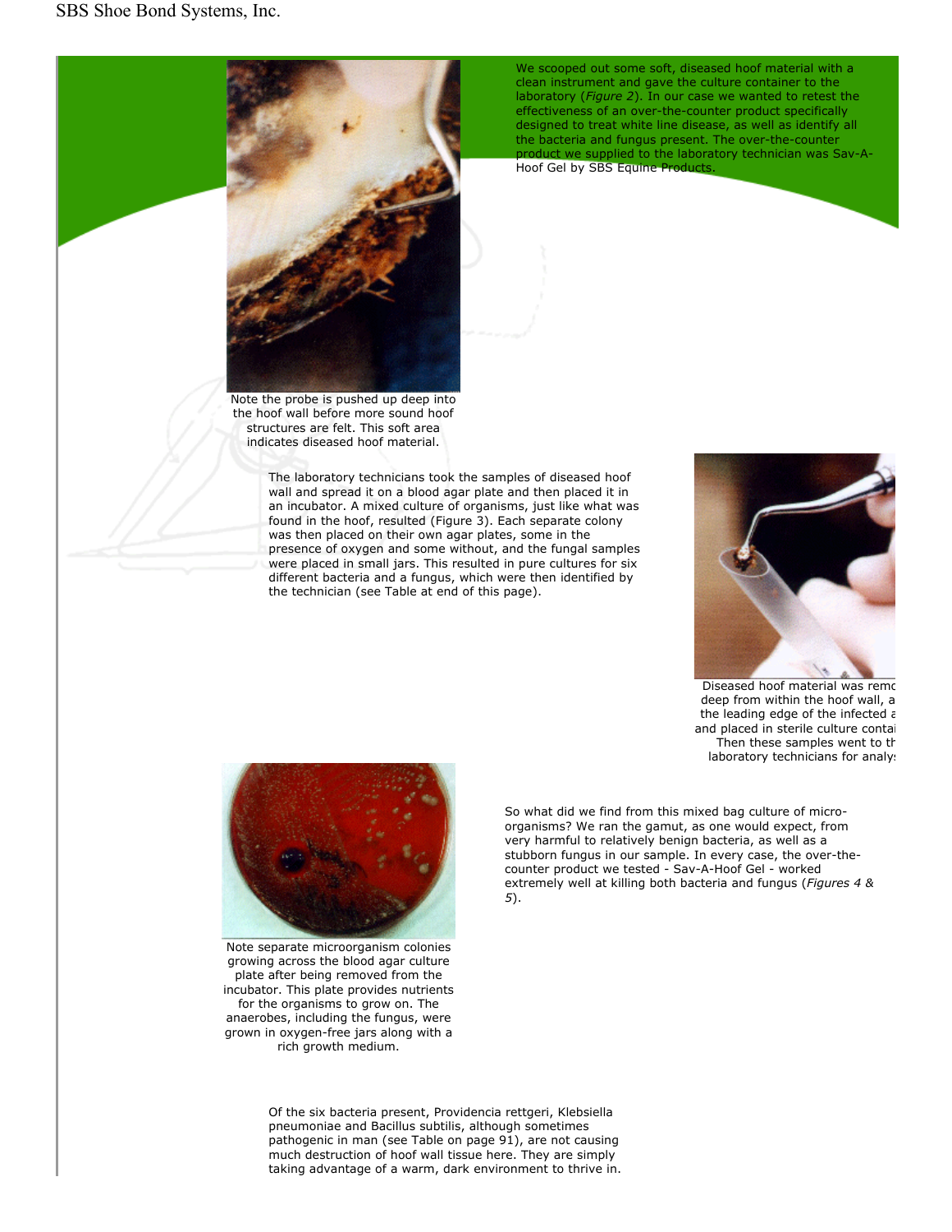We scooped out some soft, diseased hoof material with a clean instrument and gave the culture container to the laboratory (*Figure 2*). In our case we wanted to retest the effectiveness of an over-the-counter product specifically designed to treat white line disease, as well as identify all the bacteria and fungus present. The over-the-counter product we supplied to the laboratory technician was Sav-A-Hoof Gel by SBS Equine Products.

Note the probe is pushed up deep into the hoof wall before more sound hoof structures are felt. This soft area indicates diseased hoof material.

The laboratory technicians took the samples of diseased hoof wall and spread it on a blood agar plate and then placed it in an incubator. A mixed culture of organisms, just like what was found in the hoof, resulted (Figure 3). Each separate colony was then placed on their own agar plates, some in the presence of oxygen and some without, and the fungal samples were placed in small jars. This resulted in pure cultures for six different bacteria and a fungus, which were then identified by the technician (see Table at end of this page).

Diseased hoof material was remo deep from within the hoof wall, a the leading edge of the infected a and placed in sterile culture contai Then these samples went to th laboratory technicians for analy

Note separate microorganism colonies growing across the blood agar culture plate after being removed from the incubator. This plate provides nutrients for the organisms to grow on. The anaerobes, including the fungus, were grown in oxygen-free jars along with a rich growth medium.

So what did we find from this mixed bag culture of micro-organisms? We ran the gamut, as one would expect, from very harmful to relatively benign bacteria, as well as a stubborn fungus in our sample. In every case, the over-the-counter product we tested - Sav-A-Hoof Gel - worked extremely well at killing both bacteria and fungus (*Figures 4 & 5*).

Of the six bacteria present, Providencia rettgeri, Klebsiella pneumoniae and Bacillus subtilis, although sometimes pathogenic in man (see Table on page 91), are not causing much destruction of hoof wall tissue here. They are simply taking advantage of a warm, dark environment to thrive in.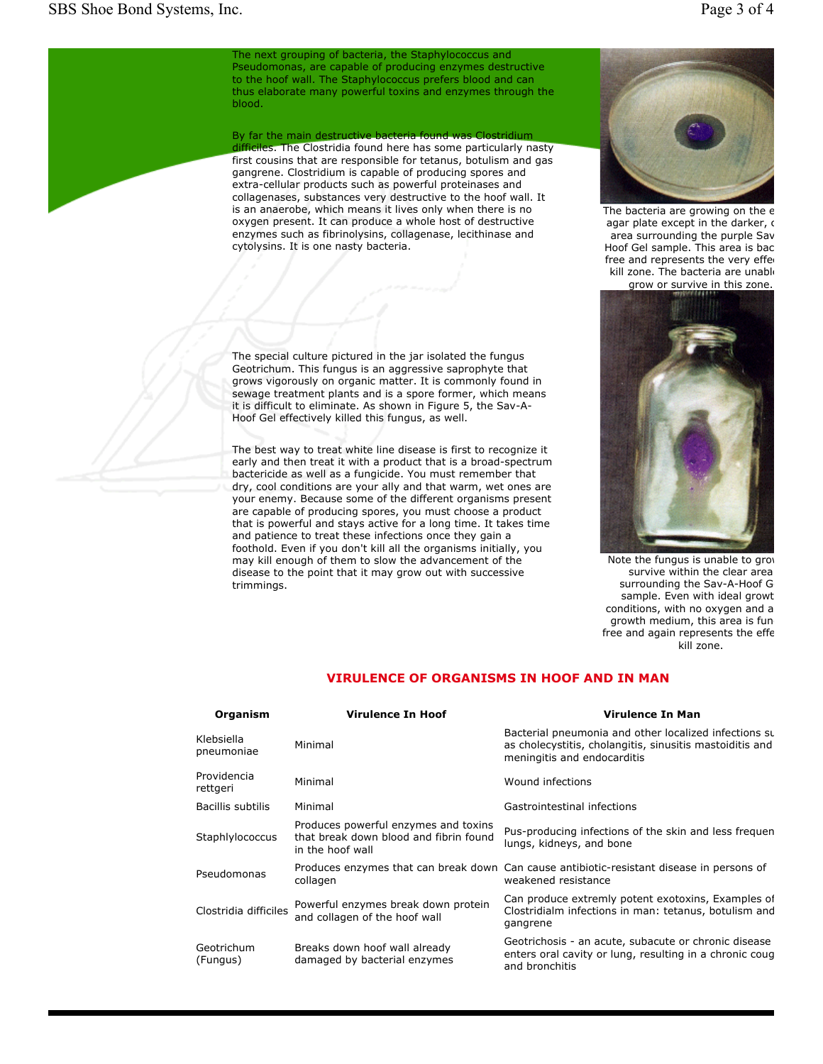The next grouping of bacteria, the Staphylococcus and Pseudomonas, are capable of producing enzymes destructive to the hoof wall. The Staphylococcus prefers blood and can thus elaborate many powerful toxins and enzymes through the blood.

By far the main destructive bacteria found was Clostridium difficiles. The Clostridia found here has some particularly nasty first cousins that are responsible for tetanus, botulism and gas gangrene. Clostridium is capable of producing spores and extra-cellular products such as powerful proteinases and collagenases, substances very destructive to the hoof wall. It is an anaerobe, which means it lives only when there is no oxygen present. It can produce a whole host of destructive enzymes such as fibrinolysins, collagenase, lecithinase and cytolysins. It is one nasty bacteria.

The bacteria are growing on the e agar plate except in the darker, c area surrounding the purple Sav Hoof Gel sample. This area is bac free and represents the very effe kill zone. The bacteria are unabl grow or survive in this zone.

The special culture pictured in the jar isolated the fungus Geotrichum. This fungus is an aggressive saprophyte that grows vigorously on organic matter. It is commonly found in sewage treatment plants and is a spore former, which means it is difficult to eliminate. As shown in Figure 5, the Sav-A-Hoof Gel effectively killed this fungus, as well.

The best way to treat white line disease is first to recognize it early and then treat it with a product that is a broad-spectrum bactericide as well as a fungicide. You must remember that dry, cool conditions are your ally and that warm, wet ones are your enemy. Because some of the different organisms present are capable of producing spores, you must choose a product that is powerful and stays active for a long time. It takes time and patience to treat these infections once they gain a foothold. Even if you don't kill all the organisms initially, you may kill enough of them to slow the advancement of the disease to the point that it may grow out with successive trimmings.

Note the fungus is unable to grow survive within the clear area surrounding the Sav-A-Hoof G sample. Even with ideal growt conditions, with no oxygen and a growth medium, this area is fun free and again represents the effe kill zone.

## VIRULENCE OF ORGANISMS IN HOOF AND IN MAN

| Organism | Virulence In Hoof | Virulence In Man |
|---|---|---|
| Klebsiella pneumoniae | Minimal | Bacterial pneumonia and other localized infections su as cholecystitis, cholangitis, sinusitis mastoiditis and meningitis and endocarditis |
| Providencia rettgeri | Minimal | Wound infections |
| Bacillis subtilis | Minimal | Gastrointestinal infections |
| Staphlylococcus | Produces powerful enzymes and toxins that break down blood and fibrin found in the hoof wall | Pus-producing infections of the skin and less frequen lungs, kidneys, and bone |
| Pseudomonas | Produces enzymes that can break down collagen | Can cause antibiotic-resistant disease in persons of weakened resistance |
| Clostridia difficiles | Powerful enzymes break down protein and collagen of the hoof wall | Can produce extremly potent exotoxins, Examples of Clostridialm infections in man: tetanus, botulism and gangrene |
| Geotrichum (Fungus) | Breaks down hoof wall already damaged by bacterial enzymes | Geotrichosis - an acute, subacute or chronic disease enters oral cavity or lung, resulting in a chronic coug and bronchitis |